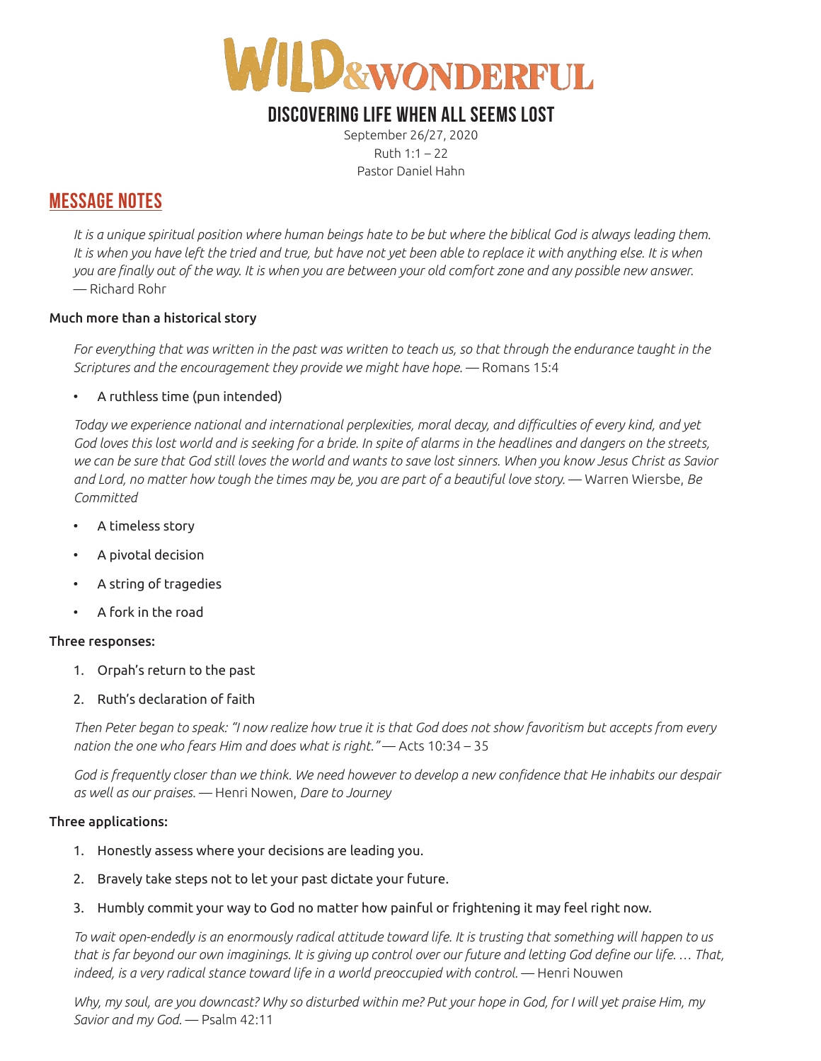# WILD&WONDERFUL

## DISCOVERING LIFE WHEN ALL SEEMS LOST

September 26/27, 2020
Ruth 1:1 – 22
Pastor Daniel Hahn

## MESSAGE NOTES

*It is a unique spiritual position where human beings hate to be but where the biblical God is always leading them. It is when you have left the tried and true, but have not yet been able to replace it with anything else. It is when you are finally out of the way. It is when you are between your old comfort zone and any possible new answer.* — Richard Rohr

**Much more than a historical story**

*For everything that was written in the past was written to teach us, so that through the endurance taught in the Scriptures and the encouragement they provide we might have hope.* — Romans 15:4

- A ruthless time (pun intended)

*Today we experience national and international perplexities, moral decay, and difficulties of every kind, and yet God loves this lost world and is seeking for a bride. In spite of alarms in the headlines and dangers on the streets, we can be sure that God still loves the world and wants to save lost sinners. When you know Jesus Christ as Savior and Lord, no matter how tough the times may be, you are part of a beautiful love story.* — Warren Wiersbe, *Be Committed*

- A timeless story
- A pivotal decision
- A string of tragedies
- A fork in the road

**Three responses:**

1. Orpah's return to the past
2. Ruth's declaration of faith

*Then Peter began to speak: "I now realize how true it is that God does not show favoritism but accepts from every nation the one who fears Him and does what is right."* — Acts 10:34 – 35

*God is frequently closer than we think. We need however to develop a new confidence that He inhabits our despair as well as our praises.* — Henri Nowen, *Dare to Journey*

**Three applications:**

1. Honestly assess where your decisions are leading you.
2. Bravely take steps not to let your past dictate your future.
3. Humbly commit your way to God no matter how painful or frightening it may feel right now.

*To wait open-endedly is an enormously radical attitude toward life. It is trusting that something will happen to us that is far beyond our own imaginings. It is giving up control over our future and letting God define our life. … That, indeed, is a very radical stance toward life in a world preoccupied with control.* — Henri Nouwen

*Why, my soul, are you downcast? Why so disturbed within me? Put your hope in God, for I will yet praise Him, my Savior and my God.* — Psalm 42:11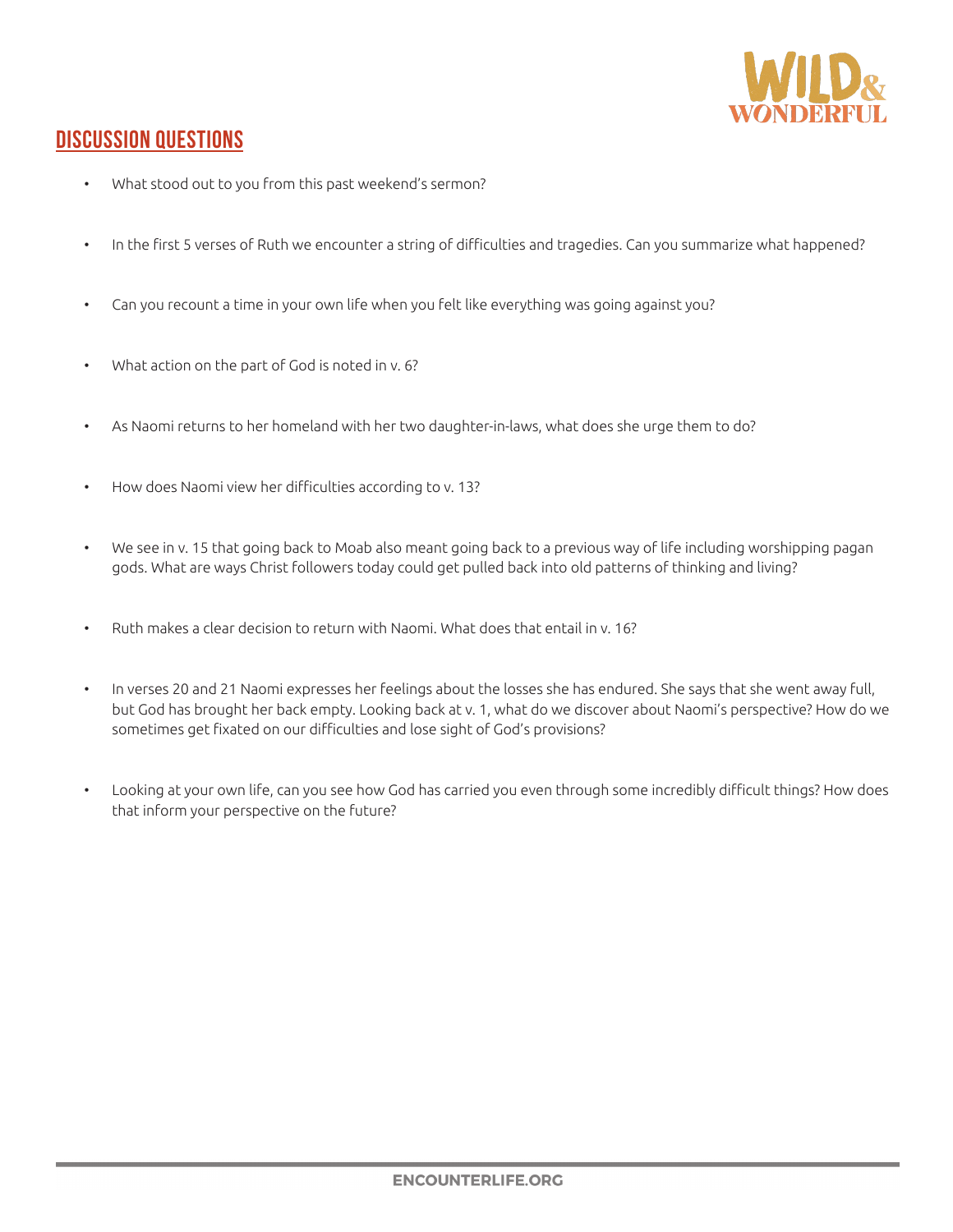## DISCUSSION QUESTIONS

- What stood out to you from this past weekend's sermon?
- In the first 5 verses of Ruth we encounter a string of difficulties and tragedies. Can you summarize what happened?
- Can you recount a time in your own life when you felt like everything was going against you?
- What action on the part of God is noted in v. 6?
- As Naomi returns to her homeland with her two daughter-in-laws, what does she urge them to do?
- How does Naomi view her difficulties according to v. 13?
- We see in v. 15 that going back to Moab also meant going back to a previous way of life including worshipping pagan gods. What are ways Christ followers today could get pulled back into old patterns of thinking and living?
- Ruth makes a clear decision to return with Naomi. What does that entail in v. 16?
- In verses 20 and 21 Naomi expresses her feelings about the losses she has endured. She says that she went away full, but God has brought her back empty. Looking back at v. 1, what do we discover about Naomi's perspective? How do we sometimes get fixated on our difficulties and lose sight of God's provisions?
- Looking at your own life, can you see how God has carried you even through some incredibly difficult things? How does that inform your perspective on the future?